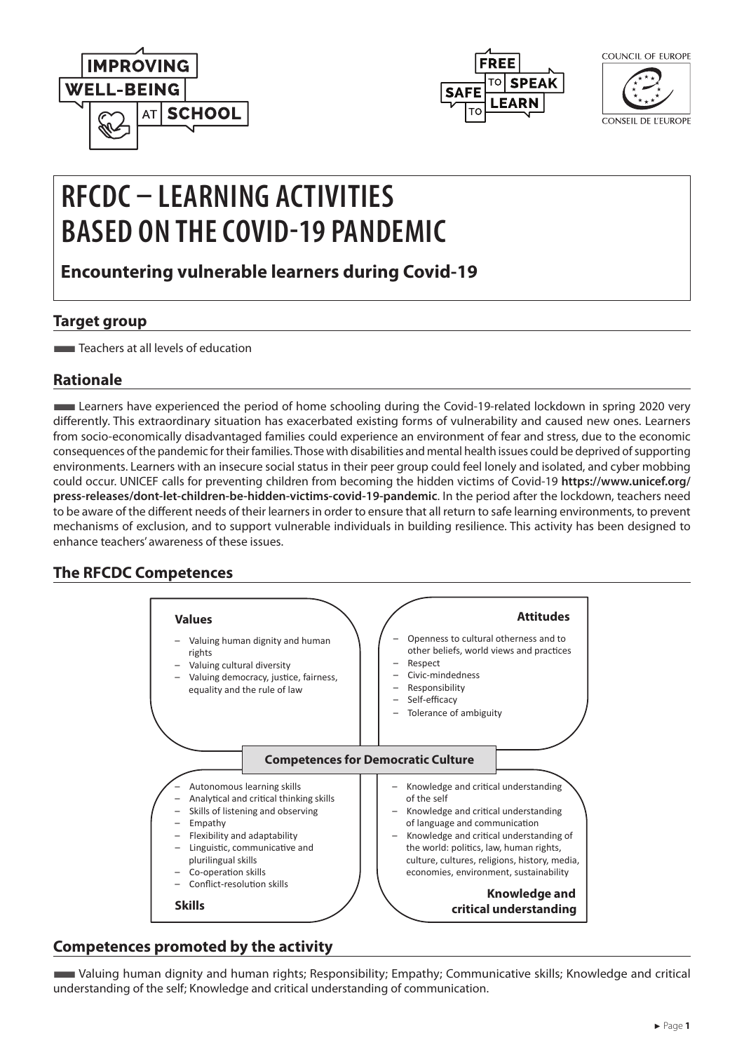IMPROVING WELL-BEING AT SCHOOL

FREE TO SPEAK SAFE TO LEARN

COUNCIL OF EUROPE
CONSEIL DE L'EUROPE

# RFCDC – LEARNING ACTIVITIES BASED ON THE COVID-19 PANDEMIC

## Encountering vulnerable learners during Covid-19

## Target group

Teachers at all levels of education

## Rationale

Learners have experienced the period of home schooling during the Covid-19-related lockdown in spring 2020 very differently. This extraordinary situation has exacerbated existing forms of vulnerability and caused new ones. Learners from socio-economically disadvantaged families could experience an environment of fear and stress, due to the economic consequences of the pandemic for their families. Those with disabilities and mental health issues could be deprived of supporting environments. Learners with an insecure social status in their peer group could feel lonely and isolated, and cyber mobbing could occur. UNICEF calls for preventing children from becoming the hidden victims of Covid-19 **https://www.unicef.org/press-releases/dont-let-children-be-hidden-victims-covid-19-pandemic**. In the period after the lockdown, teachers need to be aware of the different needs of their learners in order to ensure that all return to safe learning environments, to prevent mechanisms of exclusion, and to support vulnerable individuals in building resilience. This activity has been designed to enhance teachers' awareness of these issues.

## The RFCDC Competences

**Competences for Democratic Culture**

**Values**

- Valuing human dignity and human rights
- Valuing cultural diversity
- Valuing democracy, justice, fairness, equality and the rule of law

**Attitudes**

- Openness to cultural otherness and to other beliefs, world views and practices
- Respect
- Civic-mindedness
- Responsibility
- Self-efficacy
- Tolerance of ambiguity

**Skills**

- Autonomous learning skills
- Analytical and critical thinking skills
- Skills of listening and observing
- Empathy
- Flexibility and adaptability
- Linguistic, communicative and plurilingual skills
- Co-operation skills
- Conflict-resolution skills

**Knowledge and critical understanding**

- Knowledge and critical understanding of the self
- Knowledge and critical understanding of language and communication
- Knowledge and critical understanding of the world: politics, law, human rights, culture, cultures, religions, history, media, economies, environment, sustainability

## Competences promoted by the activity

Valuing human dignity and human rights; Responsibility; Empathy; Communicative skills; Knowledge and critical understanding of the self; Knowledge and critical understanding of communication.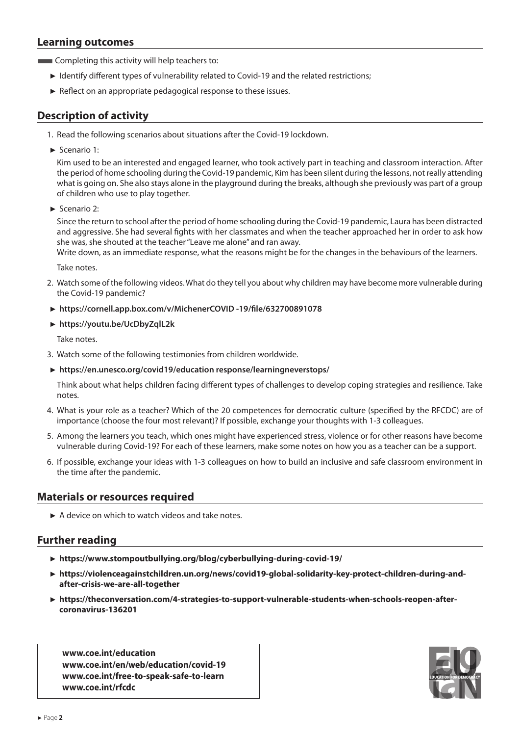## Learning outcomes

Completing this activity will help teachers to:

- Identify different types of vulnerability related to Covid-19 and the related restrictions;
- Reflect on an appropriate pedagogical response to these issues.

## Description of activity

1. Read the following scenarios about situations after the Covid-19 lockdown.

- Scenario 1:

  Kim used to be an interested and engaged learner, who took actively part in teaching and classroom interaction. After the period of home schooling during the Covid-19 pandemic, Kim has been silent during the lessons, not really attending what is going on. She also stays alone in the playground during the breaks, although she previously was part of a group of children who use to play together.

- Scenario 2:

  Since the return to school after the period of home schooling during the Covid-19 pandemic, Laura has been distracted and aggressive. She had several fights with her classmates and when the teacher approached her in order to ask how she was, she shouted at the teacher "Leave me alone" and ran away.

  Write down, as an immediate response, what the reasons might be for the changes in the behaviours of the learners.

  Take notes.

2. Watch some of the following videos. What do they tell you about why children may have become more vulnerable during the Covid-19 pandemic?

- **https://cornell.app.box.com/v/MichenerCOVID -19/file/632700891078**
- **https://youtu.be/UcDbyZqlL2k**

  Take notes.

3. Watch some of the following testimonies from children worldwide.

- **https://en.unesco.org/covid19/education response/learningneverstops/**

  Think about what helps children facing different types of challenges to develop coping strategies and resilience. Take notes.

4. What is your role as a teacher? Which of the 20 competences for democratic culture (specified by the RFCDC) are of importance (choose the four most relevant)? If possible, exchange your thoughts with 1-3 colleagues.
5. Among the learners you teach, which ones might have experienced stress, violence or for other reasons have become vulnerable during Covid-19? For each of these learners, make some notes on how you as a teacher can be a support.
6. If possible, exchange your ideas with 1-3 colleagues on how to build an inclusive and safe classroom environment in the time after the pandemic.

## Materials or resources required

- A device on which to watch videos and take notes.

## Further reading

- **https://www.stompoutbullying.org/blog/cyberbullying-during-covid-19/**
- **https://violenceagainstchildren.un.org/news/covid19-global-solidarity-key-protect-children-during-and-after-crisis-we-are-all-together**
- **https://theconversation.com/4-strategies-to-support-vulnerable-students-when-schools-reopen-after-coronavirus-136201**

**www.coe.int/education**
**www.coe.int/en/web/education/covid-19**
**www.coe.int/free-to-speak-safe-to-learn**
**www.coe.int/rfcdc**

EDUCATION FOR DEMOCRACY